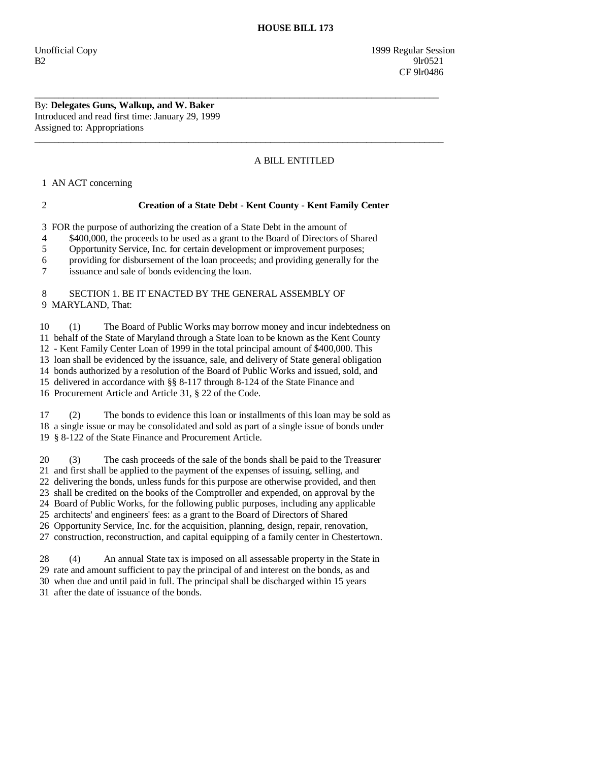# HOUSE BILL 173

Unofficial Copy 1999 Regular Session
B2 9lr0521
CF 9lr0486

---

By: **Delegates Guns, Walkup, and W. Baker**
Introduced and read first time: January 29, 1999
Assigned to: Appropriations

---

A BILL ENTITLED

1 AN ACT concerning

2 **Creation of a State Debt - Kent County - Kent Family Center**

3 FOR the purpose of authorizing the creation of a State Debt in the amount of
4 $400,000, the proceeds to be used as a grant to the Board of Directors of Shared
5 Opportunity Service, Inc. for certain development or improvement purposes;
6 providing for disbursement of the loan proceeds; and providing generally for the
7 issuance and sale of bonds evidencing the loan.

8 SECTION 1. BE IT ENACTED BY THE GENERAL ASSEMBLY OF
9 MARYLAND, That:

10 (1) The Board of Public Works may borrow money and incur indebtedness on
11 behalf of the State of Maryland through a State loan to be known as the Kent County
12 - Kent Family Center Loan of 1999 in the total principal amount of $400,000. This
13 loan shall be evidenced by the issuance, sale, and delivery of State general obligation
14 bonds authorized by a resolution of the Board of Public Works and issued, sold, and
15 delivered in accordance with §§ 8-117 through 8-124 of the State Finance and
16 Procurement Article and Article 31, § 22 of the Code.

17 (2) The bonds to evidence this loan or installments of this loan may be sold as
18 a single issue or may be consolidated and sold as part of a single issue of bonds under
19 § 8-122 of the State Finance and Procurement Article.

20 (3) The cash proceeds of the sale of the bonds shall be paid to the Treasurer
21 and first shall be applied to the payment of the expenses of issuing, selling, and
22 delivering the bonds, unless funds for this purpose are otherwise provided, and then
23 shall be credited on the books of the Comptroller and expended, on approval by the
24 Board of Public Works, for the following public purposes, including any applicable
25 architects' and engineers' fees: as a grant to the Board of Directors of Shared
26 Opportunity Service, Inc. for the acquisition, planning, design, repair, renovation,
27 construction, reconstruction, and capital equipping of a family center in Chestertown.

28 (4) An annual State tax is imposed on all assessable property in the State in
29 rate and amount sufficient to pay the principal of and interest on the bonds, as and
30 when due and until paid in full. The principal shall be discharged within 15 years
31 after the date of issuance of the bonds.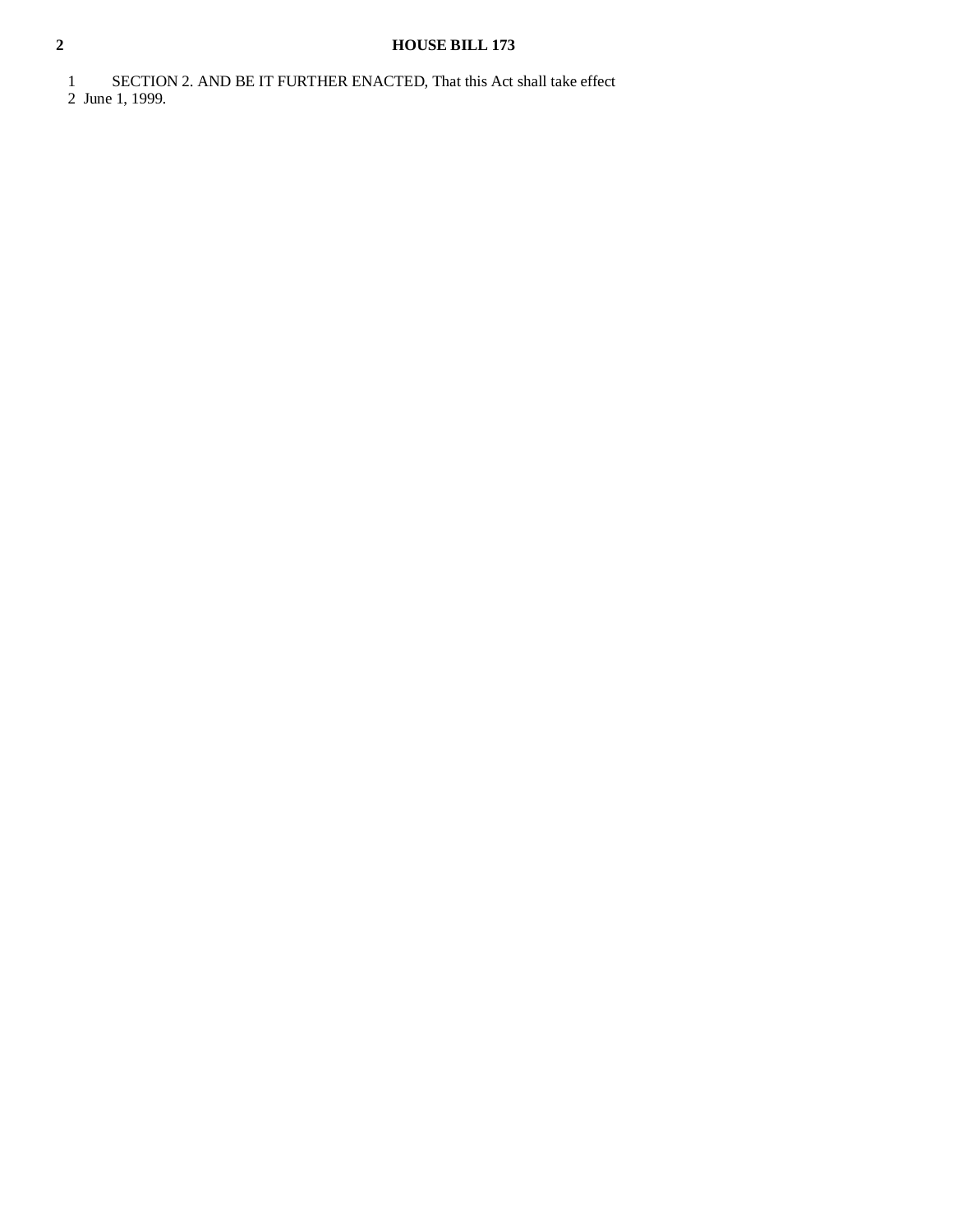SECTION 2. AND BE IT FURTHER ENACTED, That this Act shall take effect June 1, 1999.